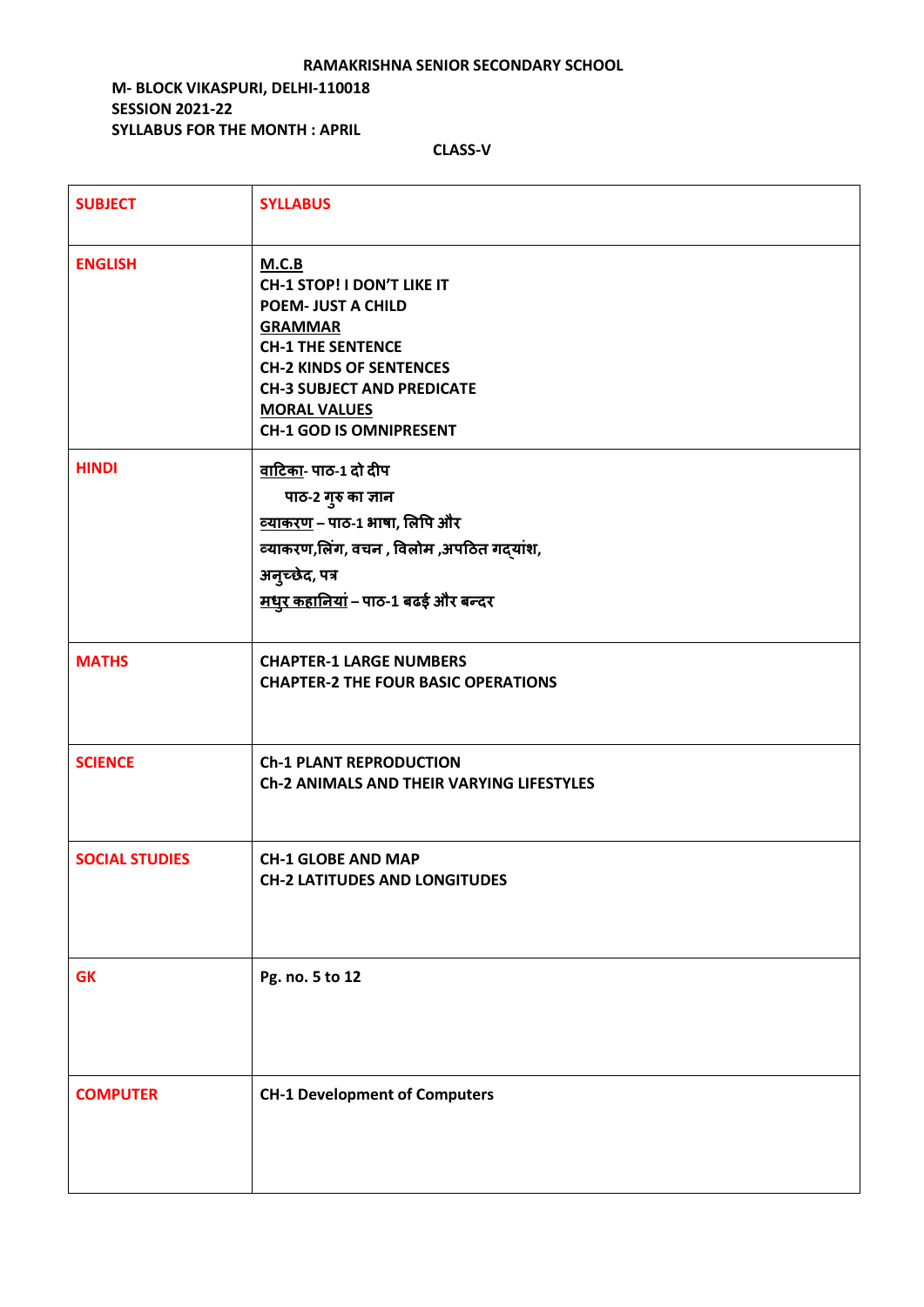**RAMAKRISHNA SENIOR SECONDARY SCHOOL**

**M- BLOCK VIKASPURI, DELHI-110018**
**SESSION 2021-22**
**SYLLABUS FOR THE MONTH : APRIL**

**CLASS-V**

| SUBJECT | SYLLABUS |
|---|---|
| ENGLISH | **M.C.B**<br>CH-1 STOP! I DON'T LIKE IT<br>POEM- JUST A CHILD<br>**GRAMMAR**<br>CH-1 THE SENTENCE<br>CH-2 KINDS OF SENTENCES<br>CH-3 SUBJECT AND PREDICATE<br>**MORAL VALUES**<br>CH-1 GOD IS OMNIPRESENT |
| HINDI | **वाटिका**- पाठ-1 दो दीप<br>पाठ-2 गुरु का ज्ञान<br>**व्याकरण** – पाठ-1 भाषा, लिपि और व्याकरण,लिंग, वचन , विलोम ,अपठित गद्यांश, अनुच्छेद, पत्र<br>**मधुर कहानियां** – पाठ-1 बढई और बन्दर |
| MATHS | CHAPTER-1 LARGE NUMBERS<br>CHAPTER-2 THE FOUR BASIC OPERATIONS |
| SCIENCE | Ch-1 PLANT REPRODUCTION<br>Ch-2 ANIMALS AND THEIR VARYING LIFESTYLES |
| SOCIAL STUDIES | CH-1 GLOBE AND MAP<br>CH-2 LATITUDES AND LONGITUDES |
| GK | Pg. no. 5 to 12 |
| COMPUTER | CH-1 Development of Computers |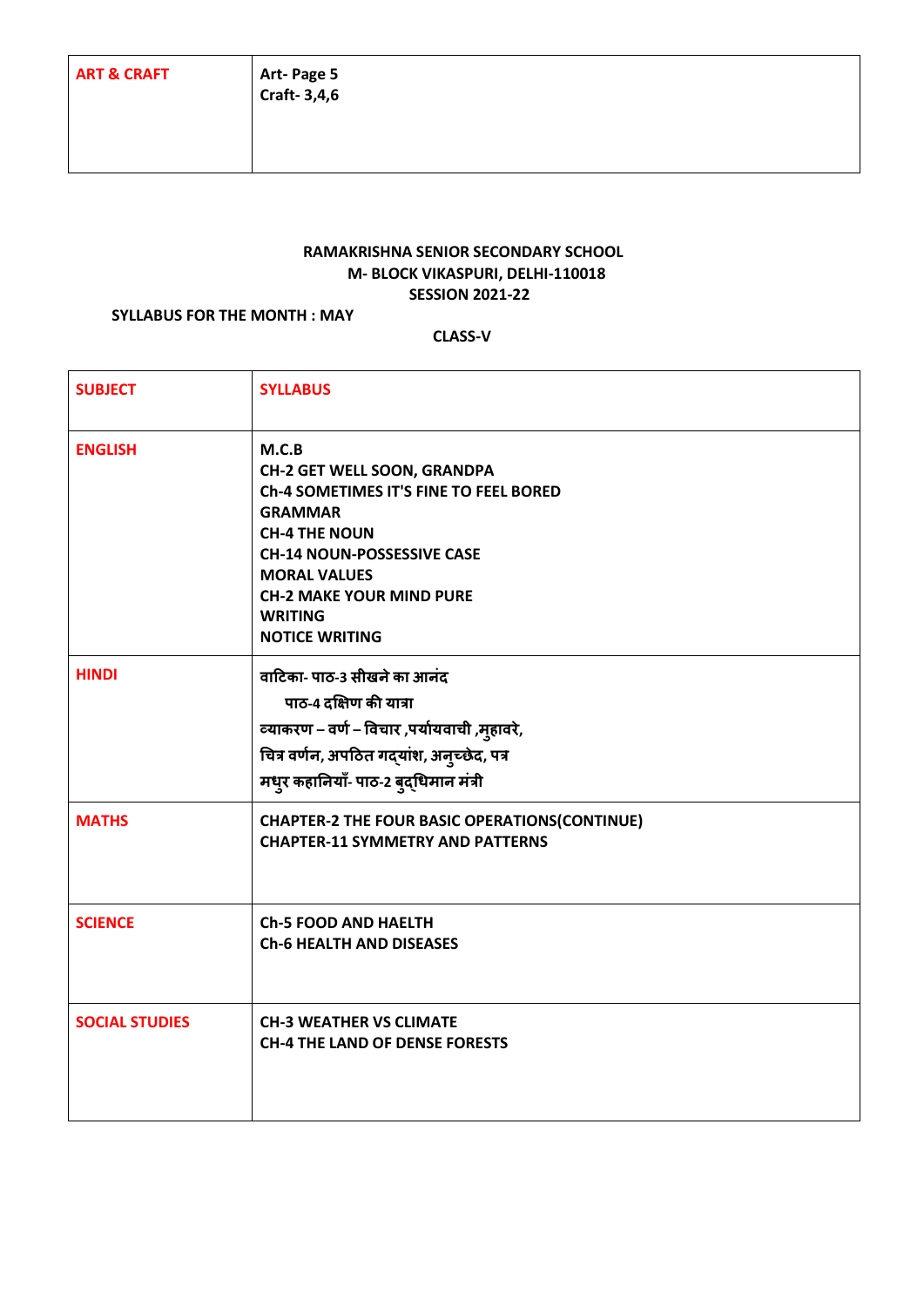| ART & CRAFT | Art- Page 5<br>Craft- 3,4,6 |
|---|---|

**RAMAKRISHNA SENIOR SECONDARY SCHOOL**
**M- BLOCK VIKASPURI, DELHI-110018**
**SESSION 2021-22**

**SYLLABUS FOR THE MONTH : MAY**

**CLASS-V**

| SUBJECT | SYLLABUS |
|---|---|
| ENGLISH | **M.C.B**<br>**CH-2 GET WELL SOON, GRANDPA**<br>**Ch-4 SOMETIMES IT'S FINE TO FEEL BORED**<br>**GRAMMAR**<br>**CH-4 THE NOUN**<br>**CH-14 NOUN-POSSESSIVE CASE**<br>**MORAL VALUES**<br>**CH-2 MAKE YOUR MIND PURE**<br>**WRITING**<br>**NOTICE WRITING** |
| HINDI | **वाटिका- पाठ-3 सीखने का आनंद**<br>**पाठ-4 दक्षिण की यात्रा**<br>**व्याकरण – वर्ण – विचार ,पर्यायवाची ,मुहावरे,**<br>**चित्र वर्णन, अपठित गद्यांश, अनुच्छेद, पत्र**<br>**मधुर कहानियाँ- पाठ-2 बुद्धिमान मंत्री** |
| MATHS | **CHAPTER-2 THE FOUR BASIC OPERATIONS(CONTINUE)**<br>**CHAPTER-11 SYMMETRY AND PATTERNS** |
| SCIENCE | **Ch-5 FOOD AND HAELTH**<br>**Ch-6 HEALTH AND DISEASES** |
| SOCIAL STUDIES | **CH-3 WEATHER VS CLIMATE**<br>**CH-4 THE LAND OF DENSE FORESTS** |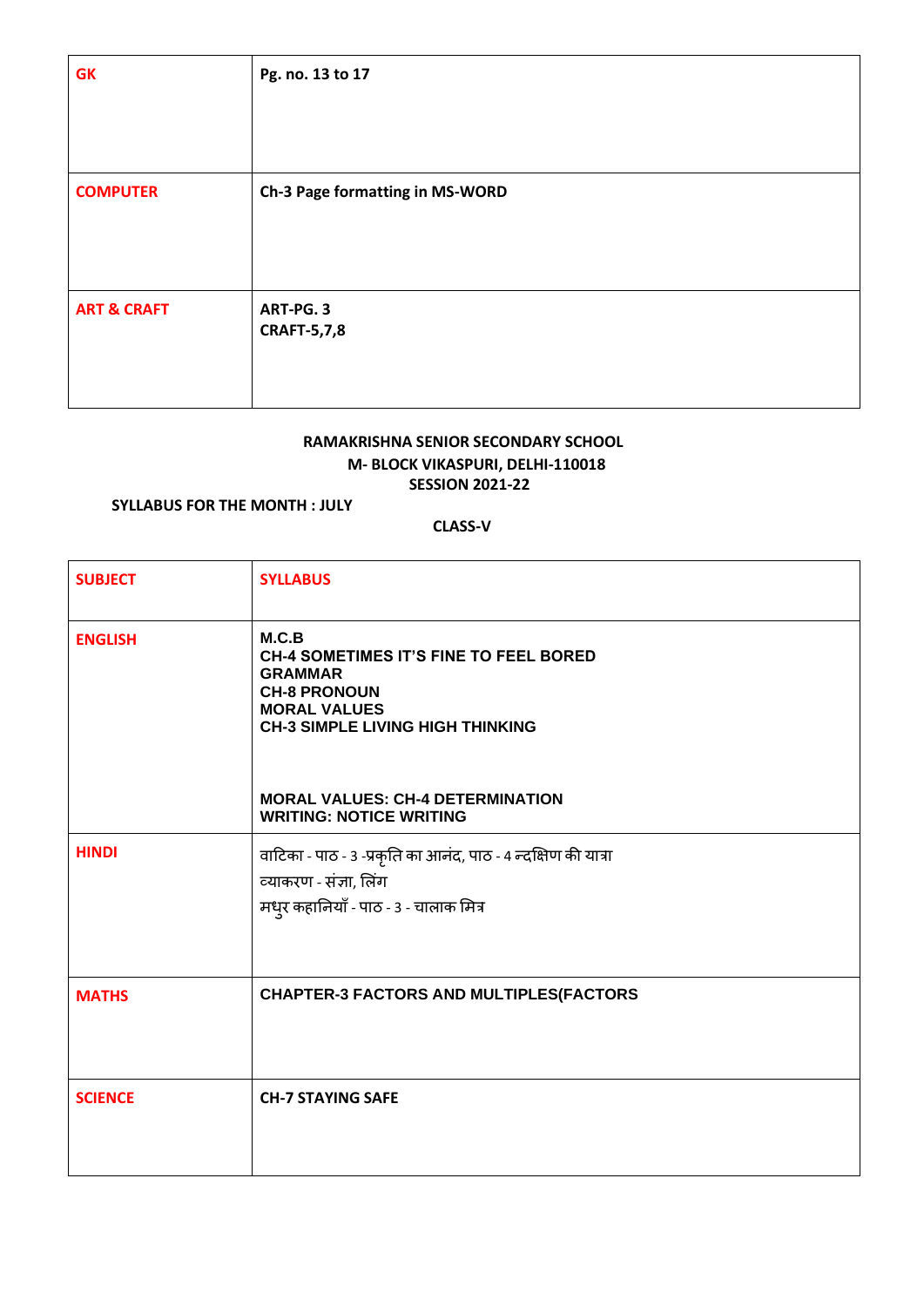| GK | Pg. no. 13 to 17 |
|---|---|
| COMPUTER | Ch-3 Page formatting in MS-WORD |
| ART & CRAFT | ART-PG. 3<br>CRAFT-5,7,8 |

**RAMAKRISHNA SENIOR SECONDARY SCHOOL**
**M- BLOCK VIKASPURI, DELHI-110018**
**SESSION 2021-22**

**SYLLABUS FOR THE MONTH : JULY**

**CLASS-V**

| SUBJECT | SYLLABUS |
|---|---|
| ENGLISH | M.C.B<br>CH-4 SOMETIMES IT'S FINE TO FEEL BORED<br>GRAMMAR<br>CH-8 PRONOUN<br>MORAL VALUES<br>CH-3 SIMPLE LIVING HIGH THINKING<br><br>MORAL VALUES: CH-4 DETERMINATION<br>WRITING: NOTICE WRITING |
| HINDI | वाटिका - पाठ - 3 -प्रकृति का आनंद, पाठ - 4 न्दक्षिण की यात्रा<br>व्याकरण - संज्ञा, लिंग<br>मधुर कहानियाँ - पाठ - 3 - चालाक मित्र |
| MATHS | CHAPTER-3 FACTORS AND MULTIPLES(FACTORS |
| SCIENCE | CH-7 STAYING SAFE |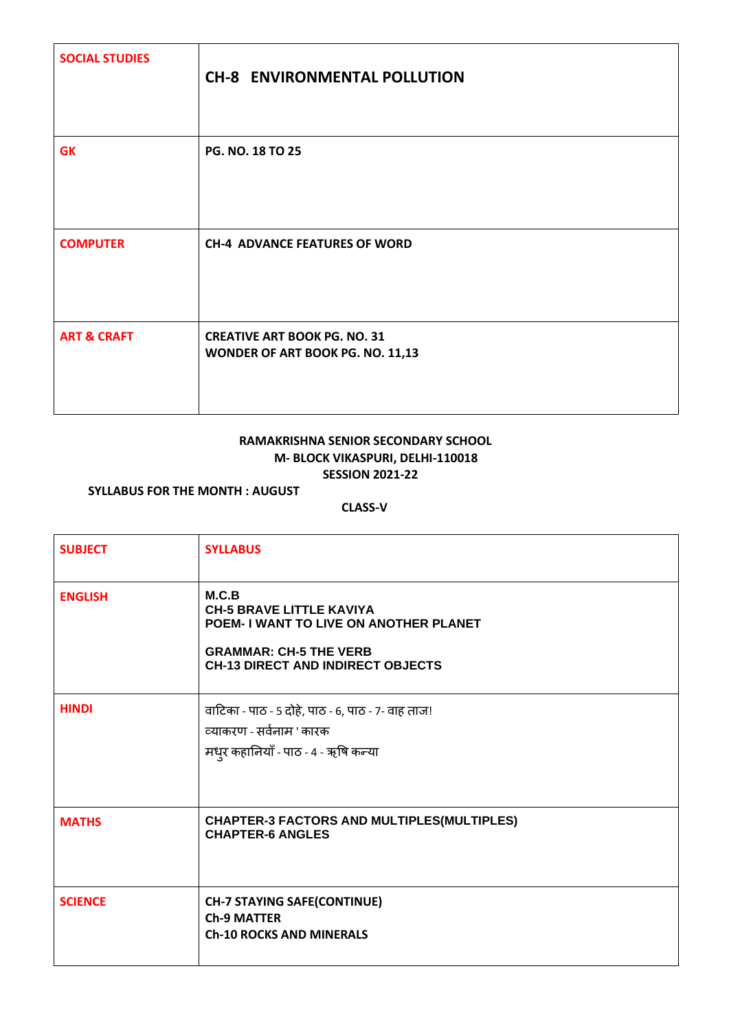| SOCIAL STUDIES | CH-8 ENVIRONMENTAL POLLUTION |
|---|---|
| GK | PG. NO. 18 TO 25 |
| COMPUTER | CH-4 ADVANCE FEATURES OF WORD |
| ART & CRAFT | CREATIVE ART BOOK PG. NO. 31<br>WONDER OF ART BOOK PG. NO. 11,13 |

**RAMAKRISHNA SENIOR SECONDARY SCHOOL**
**M- BLOCK VIKASPURI, DELHI-110018**
**SESSION 2021-22**

**SYLLABUS FOR THE MONTH : AUGUST**

**CLASS-V**

| SUBJECT | SYLLABUS |
|---|---|
| ENGLISH | M.C.B<br>CH-5 BRAVE LITTLE KAVIYA<br>POEM- I WANT TO LIVE ON ANOTHER PLANET<br><br>GRAMMAR: CH-5 THE VERB<br>CH-13 DIRECT AND INDIRECT OBJECTS |
| HINDI | वाटिका - पाठ - 5 दोहे, पाठ - 6, पाठ - 7- वाह ताज!<br>व्याकरण - सर्वनाम ' कारक<br>मधुर कहानियाँ - पाठ - 4 - ऋषि कन्या |
| MATHS | CHAPTER-3 FACTORS AND MULTIPLES(MULTIPLES)<br>CHAPTER-6 ANGLES |
| SCIENCE | CH-7 STAYING SAFE(CONTINUE)<br>Ch-9 MATTER<br>Ch-10 ROCKS AND MINERALS |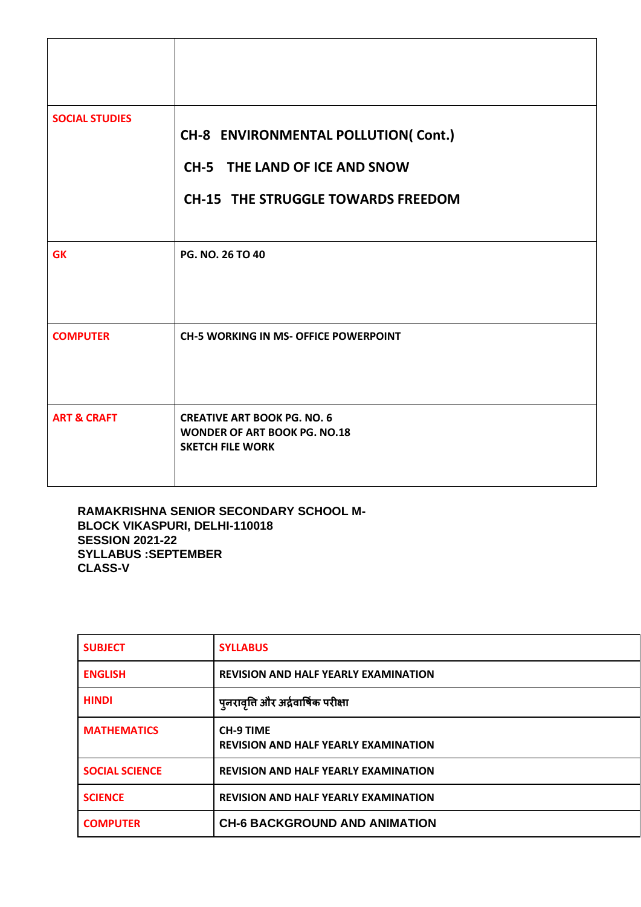| | |
|---|---|
| | |
| SOCIAL STUDIES | CH-8 ENVIRONMENTAL POLLUTION( Cont.)<br>CH-5 THE LAND OF ICE AND SNOW<br>CH-15 THE STRUGGLE TOWARDS FREEDOM |
| GK | PG. NO. 26 TO 40 |
| COMPUTER | CH-5 WORKING IN MS- OFFICE POWERPOINT |
| ART & CRAFT | CREATIVE ART BOOK PG. NO. 6<br>WONDER OF ART BOOK PG. NO.18<br>SKETCH FILE WORK |

**RAMAKRISHNA SENIOR SECONDARY SCHOOL M-BLOCK VIKASPURI, DELHI-110018**
**SESSION 2021-22**
**SYLLABUS :SEPTEMBER**
**CLASS-V**

| SUBJECT | SYLLABUS |
|---|---|
| ENGLISH | REVISION AND HALF YEARLY EXAMINATION |
| HINDI | पुनरावृत्ति और अर्द्धवार्षिक परीक्षा |
| MATHEMATICS | CH-9 TIME<br>REVISION AND HALF YEARLY EXAMINATION |
| SOCIAL SCIENCE | REVISION AND HALF YEARLY EXAMINATION |
| SCIENCE | REVISION AND HALF YEARLY EXAMINATION |
| COMPUTER | CH-6 BACKGROUND AND ANIMATION |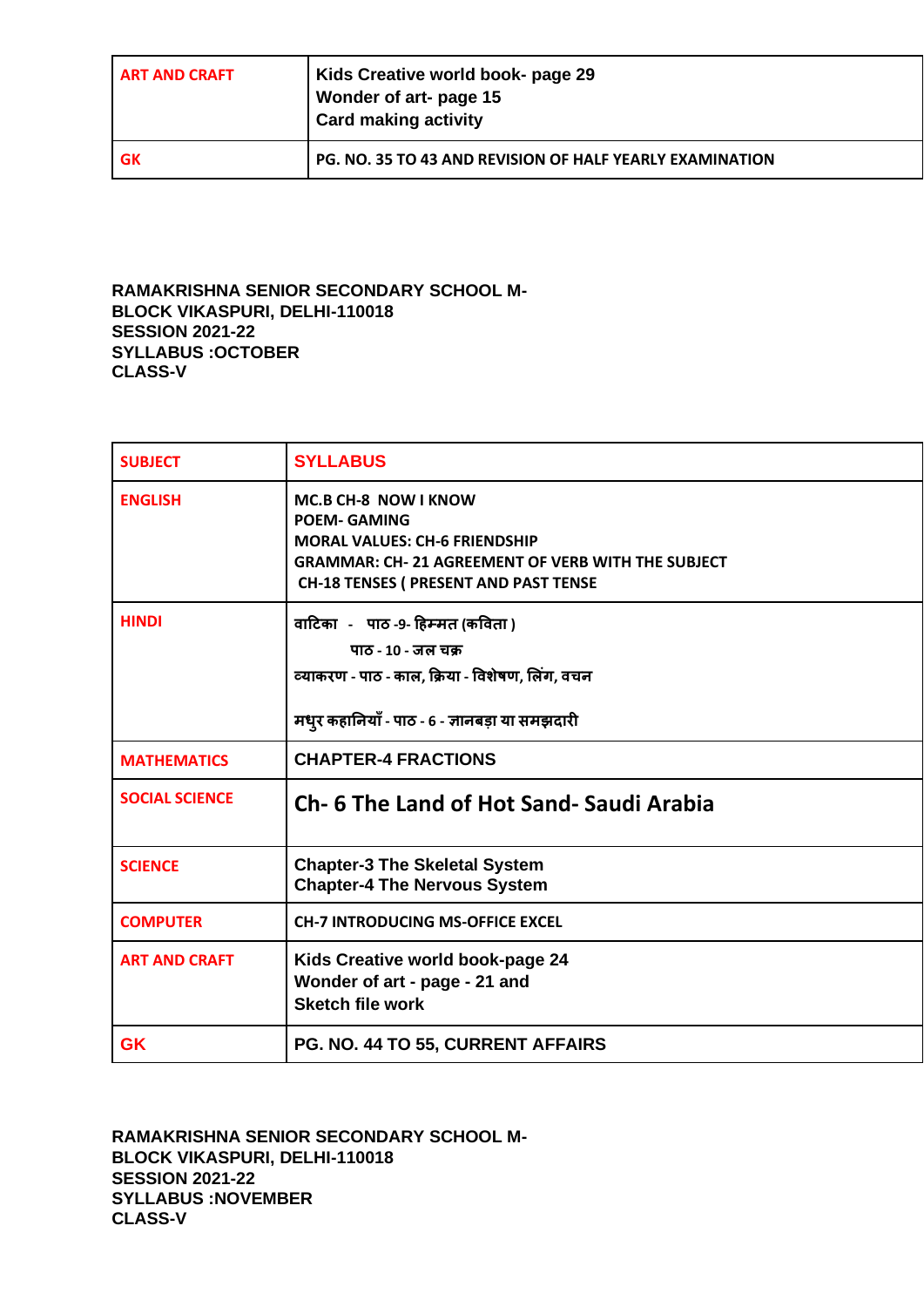| ART AND CRAFT | Kids Creative world book- page 29<br>Wonder of art- page 15<br>Card making activity |
|---|---|
| GK | PG. NO. 35 TO 43 AND REVISION OF HALF YEARLY EXAMINATION |

**RAMAKRISHNA SENIOR SECONDARY SCHOOL M-BLOCK VIKASPURI, DELHI-110018**
**SESSION 2021-22**
**SYLLABUS :OCTOBER**
**CLASS-V**

| SUBJECT | SYLLABUS |
|---|---|
| ENGLISH | MC.B CH-8 NOW I KNOW<br>POEM- GAMING<br>MORAL VALUES: CH-6 FRIENDSHIP<br>GRAMMAR: CH- 21 AGREEMENT OF VERB WITH THE SUBJECT<br>CH-18 TENSES ( PRESENT AND PAST TENSE |
| HINDI | वाटिका - पाठ -9- हिम्मत (कविता )<br>पाठ - 10 - जल चक्र<br>व्याकरण - पाठ - काल, क्रिया - विशेषण, लिंग, वचन<br>मधुर कहानियाँ - पाठ - 6 - ज्ञानबड़ा या समझदारी |
| MATHEMATICS | CHAPTER-4 FRACTIONS |
| SOCIAL SCIENCE | Ch- 6 The Land of Hot Sand- Saudi Arabia |
| SCIENCE | Chapter-3 The Skeletal System<br>Chapter-4 The Nervous System |
| COMPUTER | CH-7 INTRODUCING MS-OFFICE EXCEL |
| ART AND CRAFT | Kids Creative world book-page 24<br>Wonder of art - page - 21 and<br>Sketch file work |
| GK | PG. NO. 44 TO 55, CURRENT AFFAIRS |

**RAMAKRISHNA SENIOR SECONDARY SCHOOL M-BLOCK VIKASPURI, DELHI-110018**
**SESSION 2021-22**
**SYLLABUS :NOVEMBER**
**CLASS-V**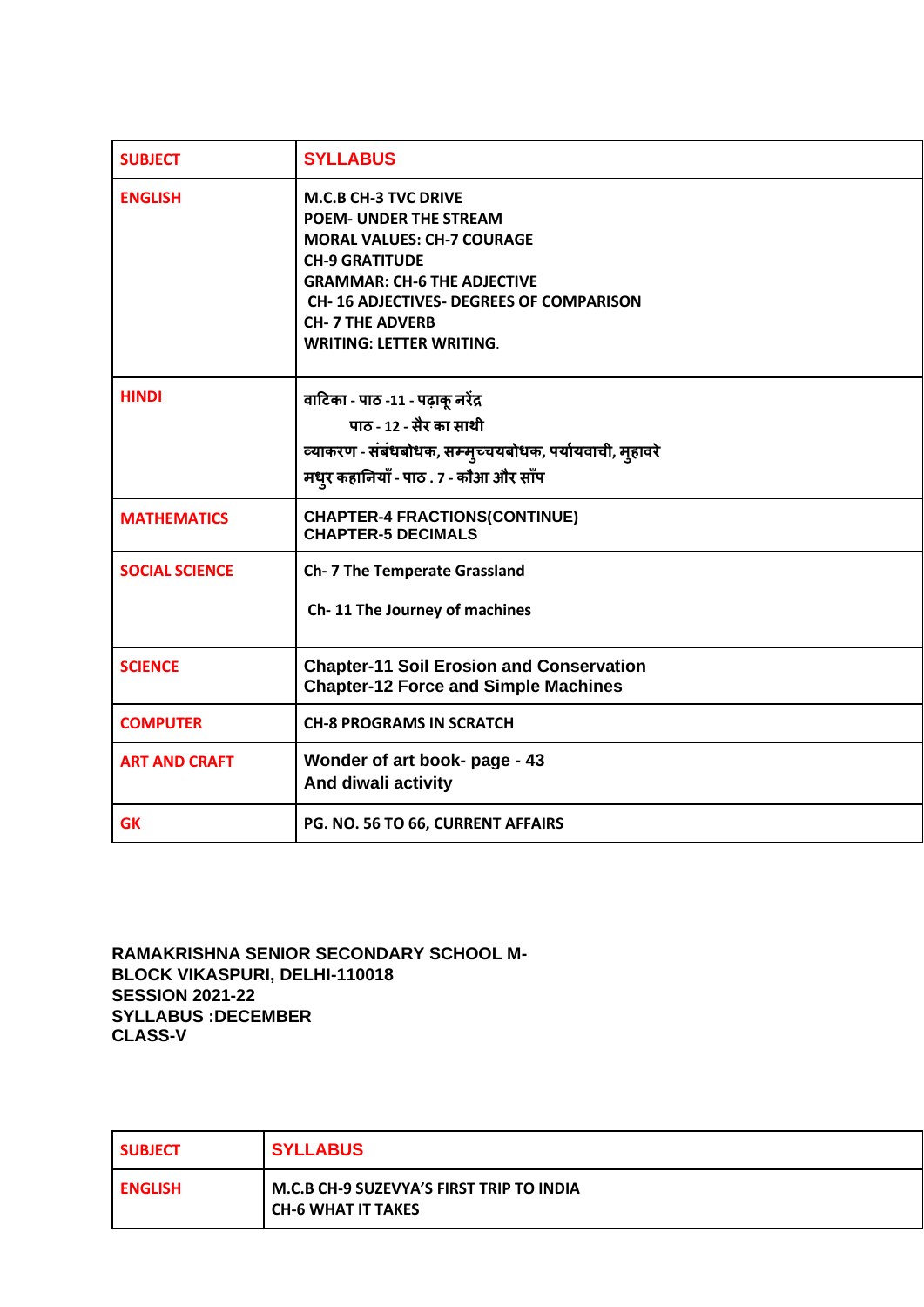| SUBJECT | SYLLABUS |
|---|---|
| ENGLISH | M.C.B CH-3 TVC DRIVE<br>POEM- UNDER THE STREAM<br>MORAL VALUES: CH-7 COURAGE<br>CH-9 GRATITUDE<br>GRAMMAR: CH-6 THE ADJECTIVE<br>CH- 16 ADJECTIVES- DEGREES OF COMPARISON<br>CH- 7 THE ADVERB<br>WRITING: LETTER WRITING. |
| HINDI | वाटिका - पाठ -11 - पढ़ाकू नरेंद्र<br>पाठ - 12 - सैर का साथी<br>व्याकरण - संबंधबोधक, सम्मुच्चयबोधक, पर्यायवाची, मुहावरे<br>मधुर कहानियाँ - पाठ . 7 - कौआ और साँप |
| MATHEMATICS | CHAPTER-4 FRACTIONS(CONTINUE)<br>CHAPTER-5 DECIMALS |
| SOCIAL SCIENCE | Ch- 7 The Temperate Grassland<br>Ch- 11 The Journey of machines |
| SCIENCE | Chapter-11 Soil Erosion and Conservation<br>Chapter-12 Force and Simple Machines |
| COMPUTER | CH-8 PROGRAMS IN SCRATCH |
| ART AND CRAFT | Wonder of art book- page - 43<br>And diwali activity |
| GK | PG. NO. 56 TO 66, CURRENT AFFAIRS |

**RAMAKRISHNA SENIOR SECONDARY SCHOOL M-BLOCK VIKASPURI, DELHI-110018**
**SESSION 2021-22**
**SYLLABUS :DECEMBER**
**CLASS-V**

| SUBJECT | SYLLABUS |
|---|---|
| ENGLISH | M.C.B CH-9 SUZEVYA'S FIRST TRIP TO INDIA<br>CH-6 WHAT IT TAKES |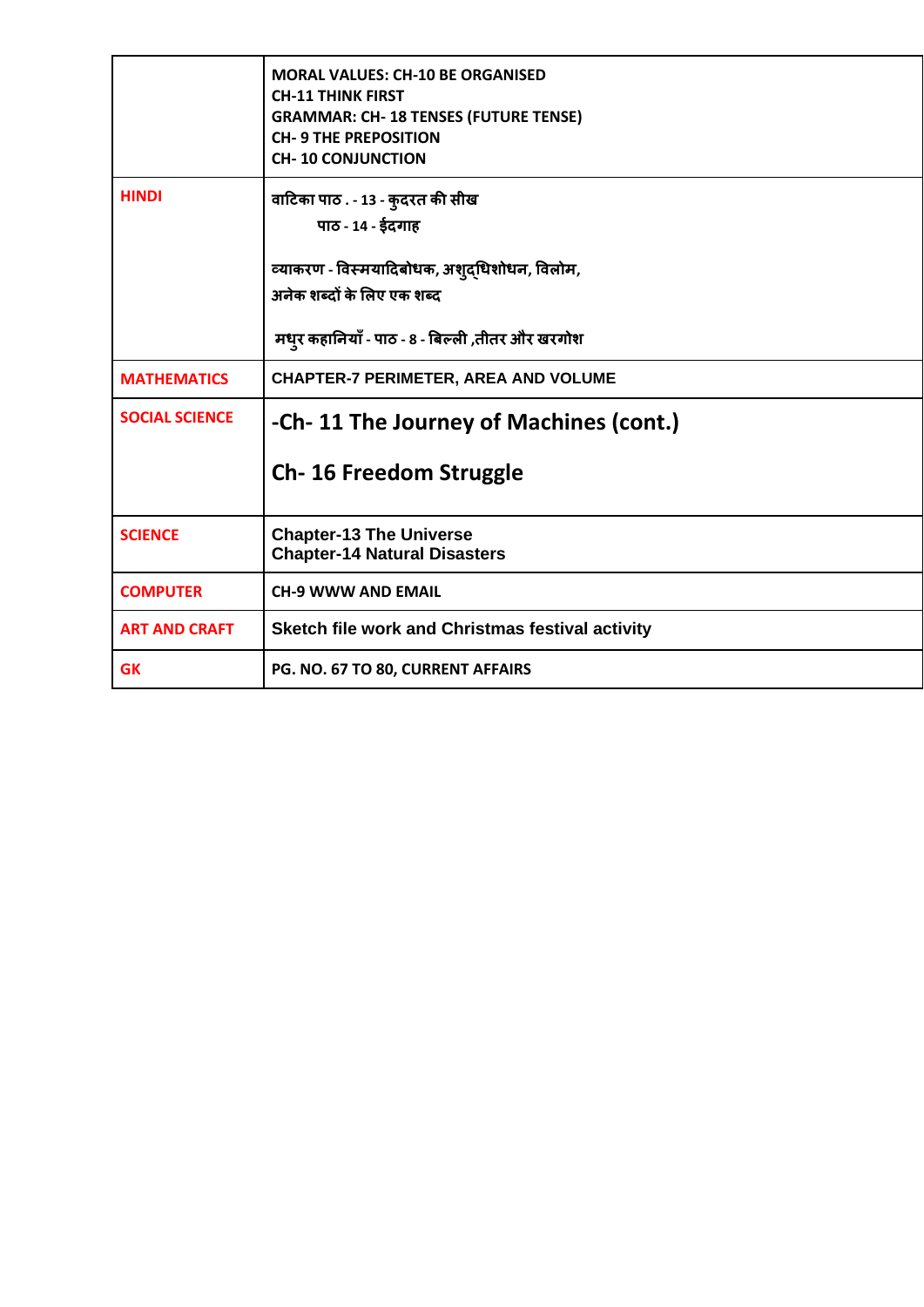| | |
|---|---|
| | MORAL VALUES: CH-10 BE ORGANISED<br>CH-11 THINK FIRST<br>GRAMMAR: CH- 18 TENSES (FUTURE TENSE)<br>CH- 9 THE PREPOSITION<br>CH- 10 CONJUNCTION |
| HINDI | वाटिका पाठ . - 13 - कुदरत की सीख<br>पाठ - 14 - ईदगाह<br><br>व्याकरण - विस्मयादिबोधक, अशुद्धिशोधन, विलोम,<br>अनेक शब्दों के लिए एक शब्द<br><br>मधुर कहानियाँ - पाठ - 8 - बिल्ली ,तीतर और खरगोश |
| MATHEMATICS | CHAPTER-7 PERIMETER, AREA AND VOLUME |
| SOCIAL SCIENCE | -Ch- 11 The Journey of Machines (cont.)<br><br>Ch- 16 Freedom Struggle |
| SCIENCE | Chapter-13 The Universe<br>Chapter-14 Natural Disasters |
| COMPUTER | CH-9 WWW AND EMAIL |
| ART AND CRAFT | Sketch file work and Christmas festival activity |
| GK | PG. NO. 67 TO 80, CURRENT AFFAIRS |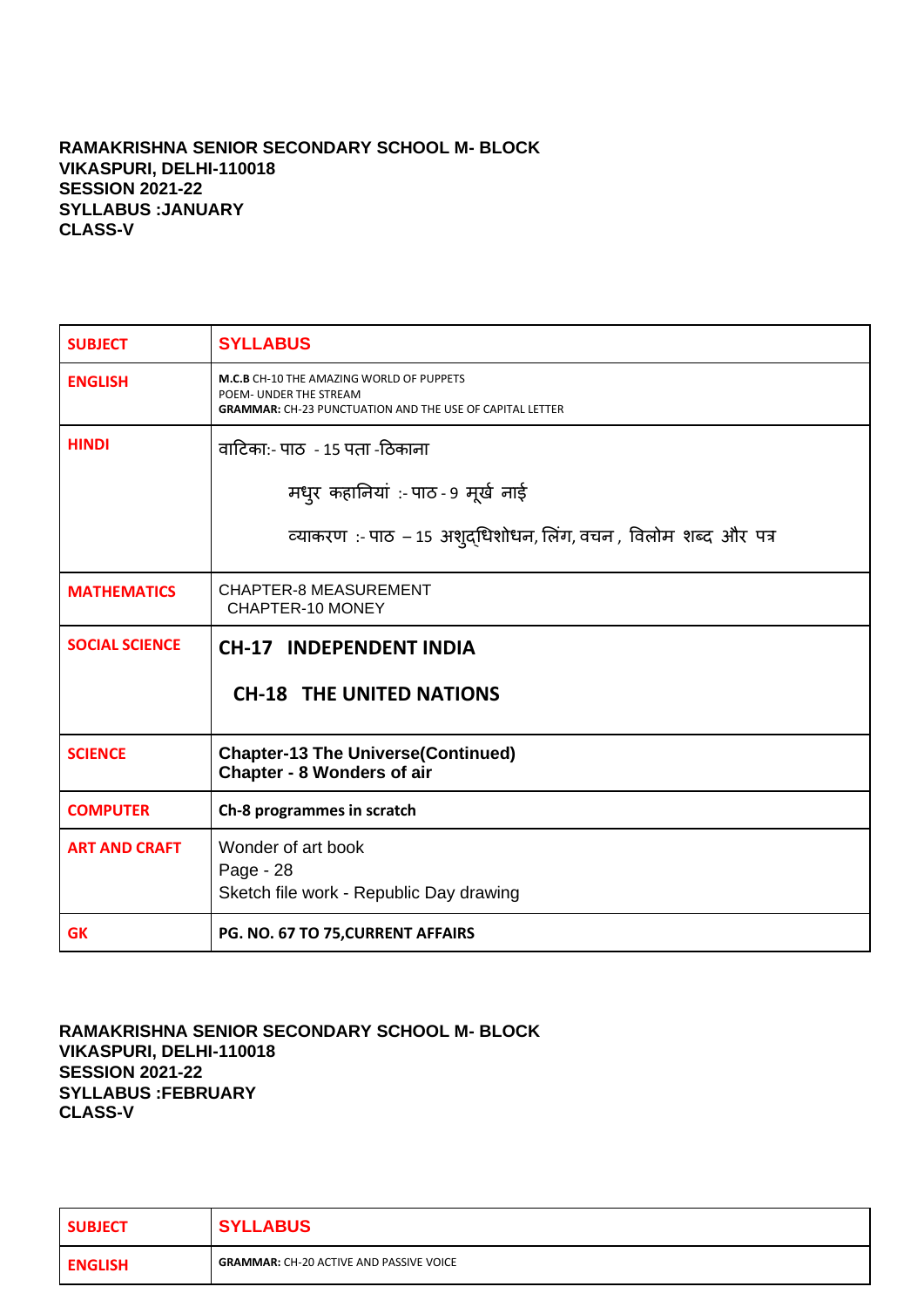**RAMAKRISHNA SENIOR SECONDARY SCHOOL M- BLOCK**
**VIKASPURI, DELHI-110018**
**SESSION 2021-22**
**SYLLABUS :JANUARY**
**CLASS-V**

| SUBJECT | SYLLABUS |
|---|---|
| ENGLISH | **M.C.B** CH-10 THE AMAZING WORLD OF PUPPETS<br>POEM- UNDER THE STREAM<br>**GRAMMAR:** CH-23 PUNCTUATION AND THE USE OF CAPITAL LETTER |
| HINDI | वाटिका:- पाठ - 15 पता -ठिकाना<br>मधुर कहानियां :- पाठ - 9 मूर्ख नाई<br>व्याकरण :- पाठ – 15 अशुद्धिशोधन, लिंग, वचन , विलोम शब्द और पत्र |
| MATHEMATICS | CHAPTER-8 MEASUREMENT<br>CHAPTER-10 MONEY |
| SOCIAL SCIENCE | **CH-17 INDEPENDENT INDIA**<br>**CH-18 THE UNITED NATIONS** |
| SCIENCE | **Chapter-13 The Universe(Continued)**<br>**Chapter - 8 Wonders of air** |
| COMPUTER | **Ch-8 programmes in scratch** |
| ART AND CRAFT | Wonder of art book<br>Page - 28<br>Sketch file work - Republic Day drawing |
| GK | **PG. NO. 67 TO 75,CURRENT AFFAIRS** |

**RAMAKRISHNA SENIOR SECONDARY SCHOOL M- BLOCK**
**VIKASPURI, DELHI-110018**
**SESSION 2021-22**
**SYLLABUS :FEBRUARY**
**CLASS-V**

| SUBJECT | SYLLABUS |
|---|---|
| ENGLISH | **GRAMMAR:** CH-20 ACTIVE AND PASSIVE VOICE |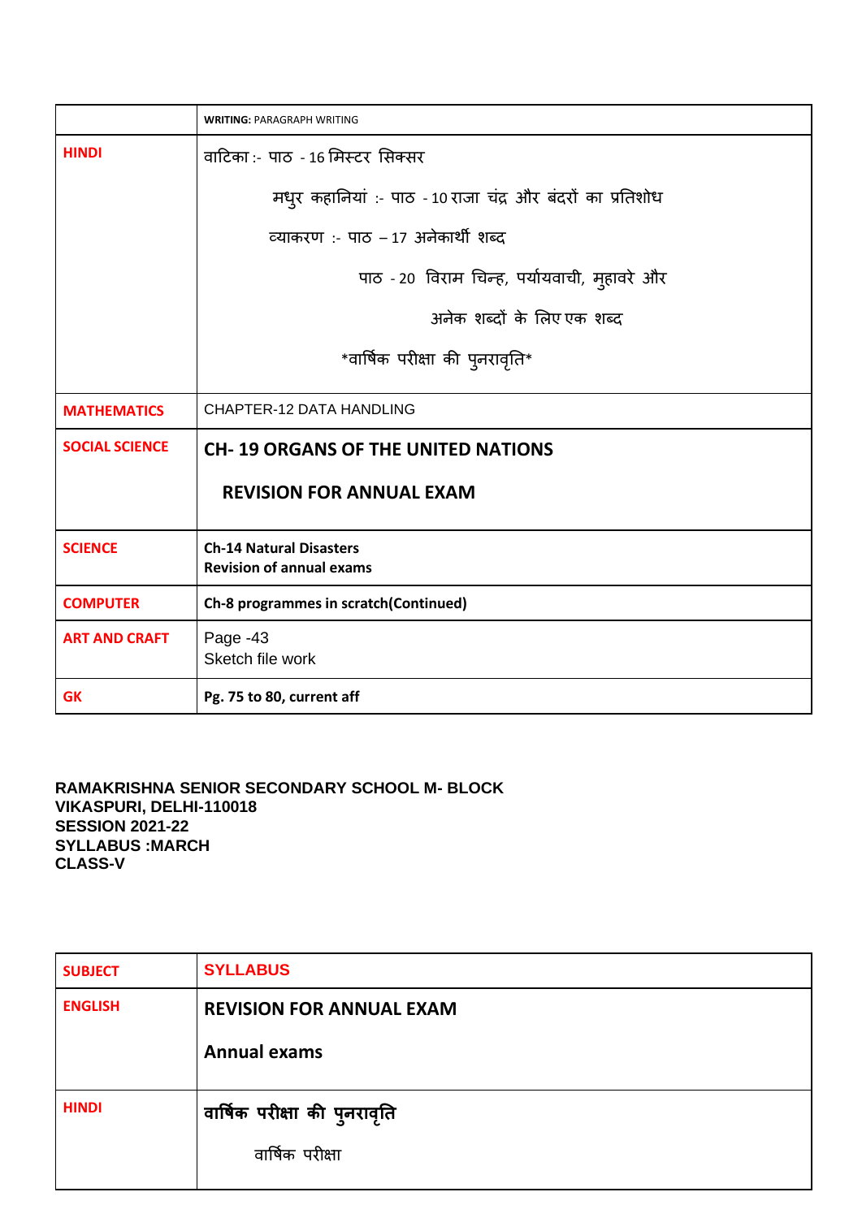| | WRITING: PARAGRAPH WRITING |
|---|---|
| **HINDI** | वाटिका :- पाठ - 16 मिस्टर सिक्सर<br>मधुर कहानियां :- पाठ - 10 राजा चंद्र और बंदरों का प्रतिशोध<br>व्याकरण :- पाठ – 17 अनेकार्थी शब्द<br>पाठ - 20 विराम चिन्ह, पर्यायवाची, मुहावरे और अनेक शब्दों के लिए एक शब्द<br>*वार्षिक परीक्षा की पुनरावृति* |
| **MATHEMATICS** | CHAPTER-12 DATA HANDLING |
| **SOCIAL SCIENCE** | **CH- 19 ORGANS OF THE UNITED NATIONS**<br>**REVISION FOR ANNUAL EXAM** |
| **SCIENCE** | **Ch-14 Natural Disasters**<br>**Revision of annual exams** |
| **COMPUTER** | **Ch-8 programmes in scratch(Continued)** |
| **ART AND CRAFT** | Page -43<br>Sketch file work |
| **GK** | **Pg. 75 to 80, current aff** |

**RAMAKRISHNA SENIOR SECONDARY SCHOOL M- BLOCK**
**VIKASPURI, DELHI-110018**
**SESSION 2021-22**
**SYLLABUS :MARCH**
**CLASS-V**

| SUBJECT | SYLLABUS |
|---|---|
| **ENGLISH** | **REVISION FOR ANNUAL EXAM**<br>**Annual exams** |
| **HINDI** | **वार्षिक परीक्षा की पुनरावृति**<br>वार्षिक परीक्षा |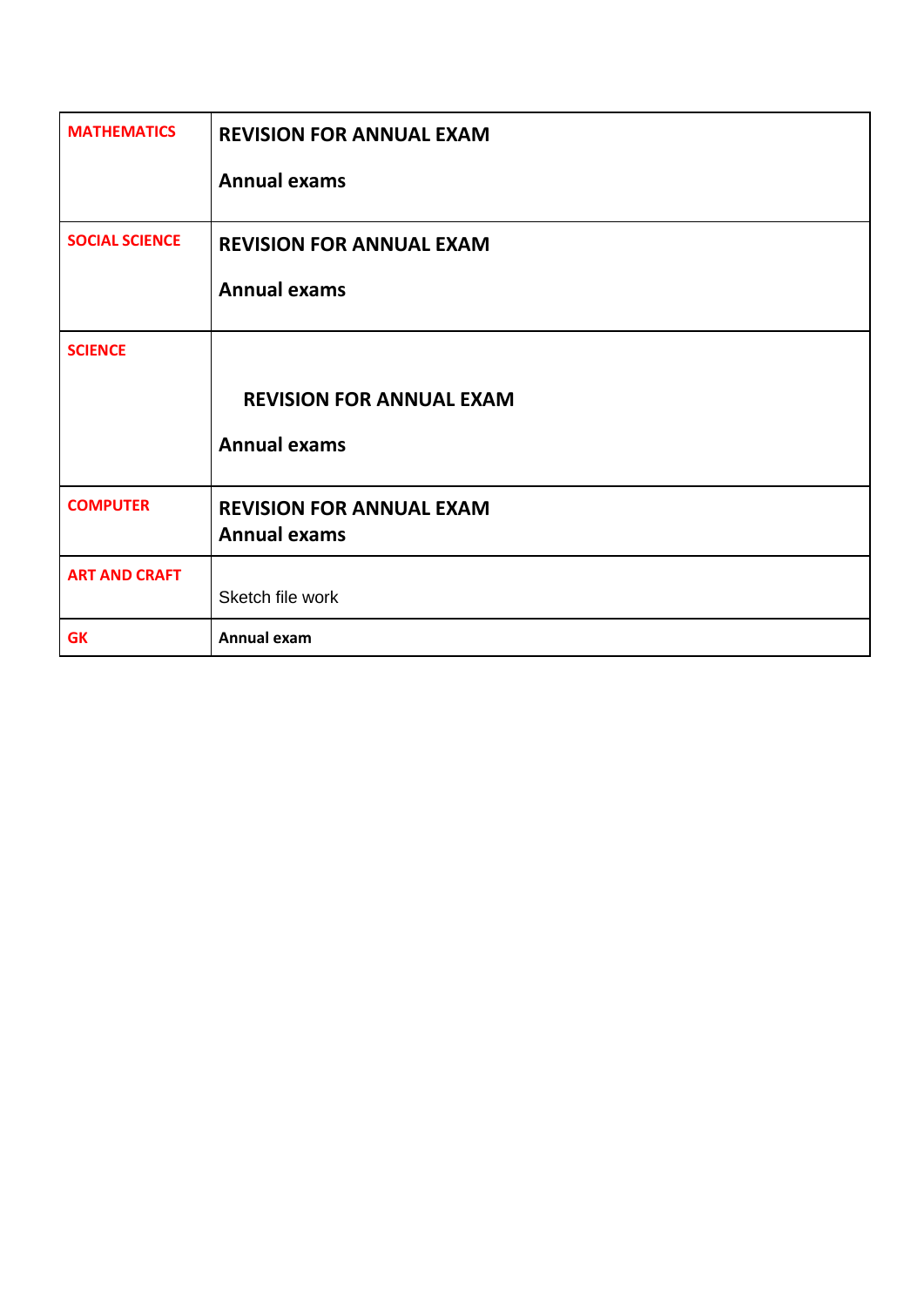| | |
|---|---|
| MATHEMATICS | **REVISION FOR ANNUAL EXAM**<br><br>**Annual exams** |
| SOCIAL SCIENCE | **REVISION FOR ANNUAL EXAM**<br><br>**Annual exams** |
| SCIENCE | **REVISION FOR ANNUAL EXAM**<br><br>**Annual exams** |
| COMPUTER | **REVISION FOR ANNUAL EXAM**<br>**Annual exams** |
| ART AND CRAFT | Sketch file work |
| GK | **Annual exam** |